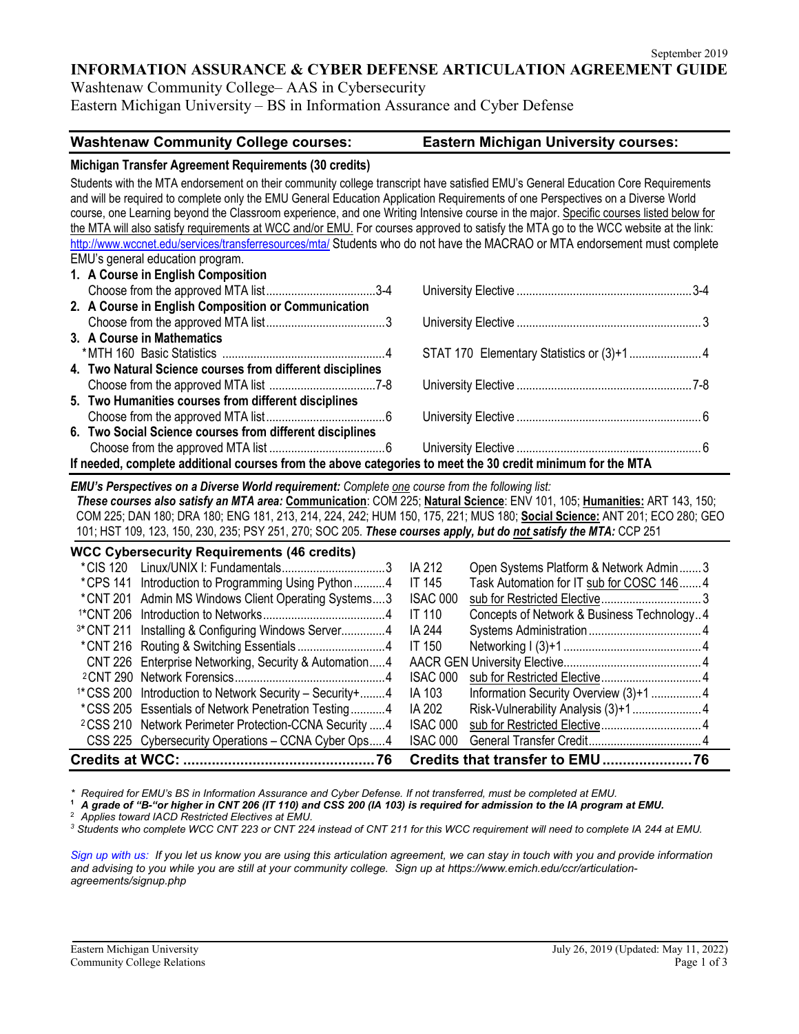September 2019

# INFORMATION ASSURANCE & CYBER DEFENSE ARTICULATION AGREEMENT GUIDE

Washtenaw Community College– AAS in Cybersecurity
Eastern Michigan University – BS in Information Assurance and Cyber Defense

| Washtenaw Community College courses: | | Eastern Michigan University courses: |
|---|---|---|

**Michigan Transfer Agreement Requirements (30 credits)**

Students with the MTA endorsement on their community college transcript have satisfied EMU's General Education Core Requirements and will be required to complete only the EMU General Education Application Requirements of one Perspectives on a Diverse World course, one Learning beyond the Classroom experience, and one Writing Intensive course in the major. Specific courses listed below for the MTA will also satisfy requirements at WCC and/or EMU. For courses approved to satisfy the MTA go to the WCC website at the link: http://www.wccnet.edu/services/transferresources/mta/ Students who do not have the MACRAO or MTA endorsement must complete EMU's general education program.

| Washtenaw Community College | Credits | Eastern Michigan University | Credits |
|---|---|---|---|
| **1. A Course in English Composition** | | | |
| Choose from the approved MTA list | 3-4 | University Elective | 3-4 |
| **2. A Course in English Composition or Communication** | | | |
| Choose from the approved MTA list | 3 | University Elective | 3 |
| **3. A Course in Mathematics** | | | |
| *MTH 160 Basic Statistics | 4 | STAT 170 Elementary Statistics or (3)+1 | 4 |
| **4. Two Natural Science courses from different disciplines** | | | |
| Choose from the approved MTA list | 7-8 | University Elective | 7-8 |
| **5. Two Humanities courses from different disciplines** | | | |
| Choose from the approved MTA list | 6 | University Elective | 6 |
| **6. Two Social Science courses from different disciplines** | | | |
| Choose from the approved MTA list | 6 | University Elective | 6 |

**If needed, complete additional courses from the above categories to meet the 30 credit minimum for the MTA**

***EMU's Perspectives on a Diverse World requirement:*** *Complete one course from the following list:*
***These courses also satisfy an MTA area:*** **Communication**: COM 225; **Natural Science**: ENV 101, 105; **Humanities:** ART 143, 150; COM 225; DAN 180; DRA 180; ENG 181, 213, 214, 224, 242; HUM 150, 175, 221; MUS 180; **Social Science:** ANT 201; ECO 280; GEO 101; HST 109, 123, 150, 230, 235; PSY 251, 270; SOC 205. ***These courses apply, but do not satisfy the MTA:*** CCP 251

**WCC Cybersecurity Requirements (46 credits)**

| WCC Course | WCC Title | Credits | EMU Course | EMU Title | Credits |
|---|---|---|---|---|---|
| *CIS 120 | Linux/UNIX I: Fundamentals | 3 | IA 212 | Open Systems Platform & Network Admin | 3 |
| *CPS 141 | Introduction to Programming Using Python | 4 | IT 145 | Task Automation for IT sub for COSC 146 | 4 |
| *CNT 201 | Admin MS Windows Client Operating Systems | 3 | ISAC 000 | sub for Restricted Elective | 3 |
| [1]*CNT 206 | Introduction to Networks | 4 | IT 110 | Concepts of Network & Business Technology | 4 |
| [3]*CNT 211 | Installing & Configuring Windows Server | 4 | IA 244 | Systems Administration | 4 |
| *CNT 216 | Routing & Switching Essentials | 4 | IT 150 | Networking I (3)+1 | 4 |
| CNT 226 | Enterprise Networking, Security & Automation | 4 | AACR GEN | University Elective | 4 |
| [2]CNT 290 | Network Forensics | 4 | ISAC 000 | sub for Restricted Elective | 4 |
| [1]*CSS 200 | Introduction to Network Security – Security+ | 4 | IA 103 | Information Security Overview (3)+1 | 4 |
| *CSS 205 | Essentials of Network Penetration Testing | 4 | IA 202 | Risk-Vulnerability Analysis (3)+1 | 4 |
| [2]CSS 210 | Network Perimeter Protection-CCNA Security | 4 | ISAC 000 | sub for Restricted Elective | 4 |
| CSS 225 | Cybersecurity Operations – CCNA Cyber Ops | 4 | ISAC 000 | General Transfer Credit | 4 |
| **Credits at WCC:** | | **76** | **Credits that transfer to EMU** | | **76** |

*\* Required for EMU's BS in Information Assurance and Cyber Defense. If not transferred, must be completed at EMU.*
[1] ***A grade of "B-"or higher in CNT 206 (IT 110) and CSS 200 (IA 103) is required for admission to the IA program at EMU.***
[2] *Applies toward IACD Restricted Electives at EMU.*
[3] *Students who complete WCC CNT 223 or CNT 224 instead of CNT 211 for this WCC requirement will need to complete IA 244 at EMU.*

*Sign up with us: If you let us know you are using this articulation agreement, we can stay in touch with you and provide information and advising to you while you are still at your community college. Sign up at https://www.emich.edu/ccr/articulation-agreements/signup.php*

Eastern Michigan University
Community College Relations

July 26, 2019 (Updated: May 11, 2022)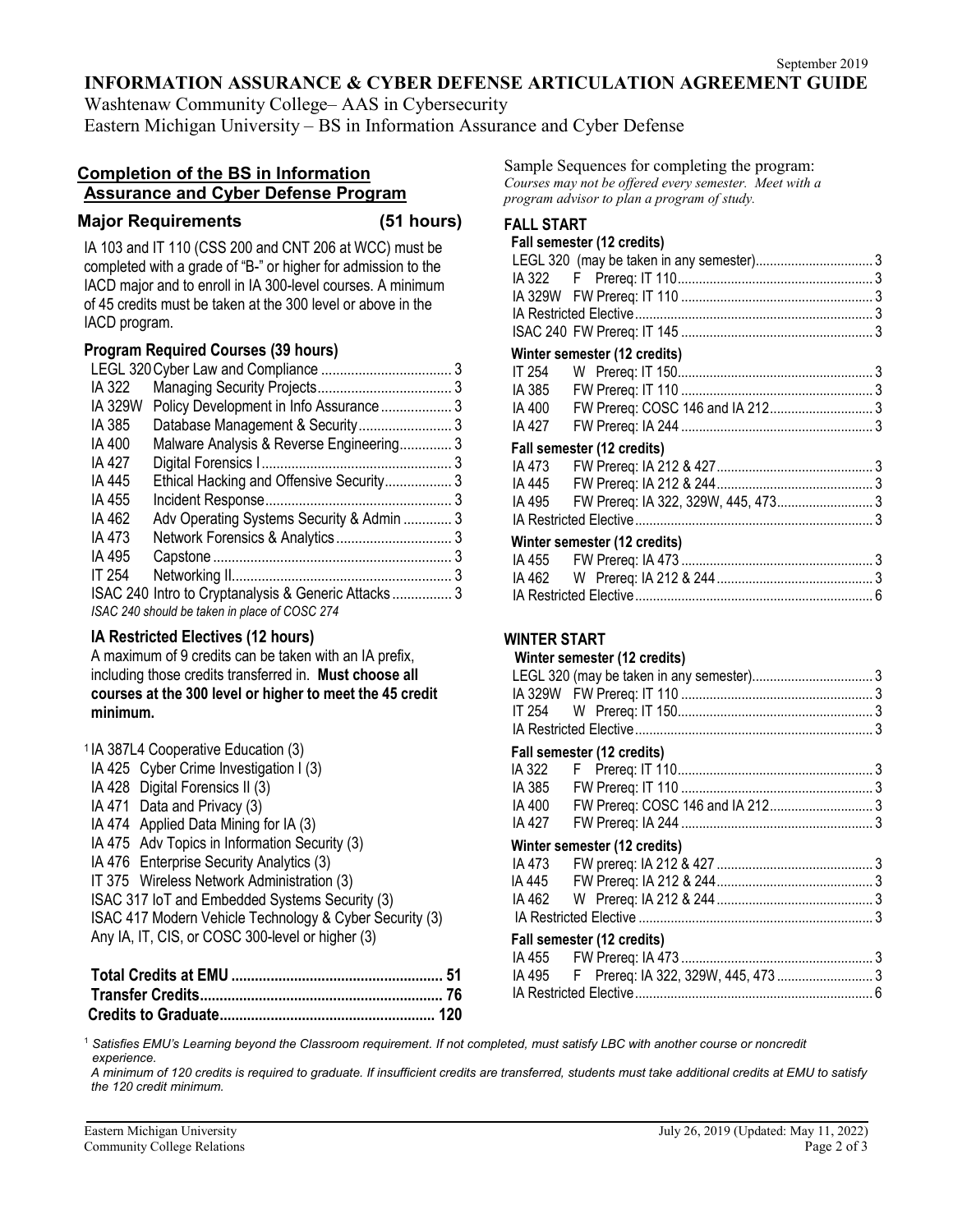September 2019

# INFORMATION ASSURANCE & CYBER DEFENSE ARTICULATION AGREEMENT GUIDE

Washtenaw Community College– AAS in Cybersecurity
Eastern Michigan University – BS in Information Assurance and Cyber Defense

## Completion of the BS in Information Assurance and Cyber Defense Program

### Major Requirements (51 hours)

IA 103 and IT 110 (CSS 200 and CNT 206 at WCC) must be completed with a grade of "B-" or higher for admission to the IACD major and to enroll in IA 300-level courses. A minimum of 45 credits must be taken at the 300 level or above in the IACD program.

### Program Required Courses (39 hours)

| Course | Title | Credits |
|---|---|---|
| LEGL 320 | Cyber Law and Compliance | 3 |
| IA 322 | Managing Security Projects | 3 |
| IA 329W | Policy Development in Info Assurance | 3 |
| IA 385 | Database Management & Security | 3 |
| IA 400 | Malware Analysis & Reverse Engineering | 3 |
| IA 427 | Digital Forensics I | 3 |
| IA 445 | Ethical Hacking and Offensive Security | 3 |
| IA 455 | Incident Response | 3 |
| IA 462 | Adv Operating Systems Security & Admin | 3 |
| IA 473 | Network Forensics & Analytics | 3 |
| IA 495 | Capstone | 3 |
| IT 254 | Networking II | 3 |
| ISAC 240 | Intro to Cryptanalysis & Generic Attacks | 3 |

*ISAC 240 should be taken in place of COSC 274*

### IA Restricted Electives (12 hours)

A maximum of 9 credits can be taken with an IA prefix, including those credits transferred in. **Must choose all courses at the 300 level or higher to meet the 45 credit minimum.**

- [1] IA 387L4 Cooperative Education (3)
- IA 425 Cyber Crime Investigation I (3)
- IA 428 Digital Forensics II (3)
- IA 471 Data and Privacy (3)
- IA 474 Applied Data Mining for IA (3)
- IA 475 Adv Topics in Information Security (3)
- IA 476 Enterprise Security Analytics (3)
- IT 375 Wireless Network Administration (3)
- ISAC 317 IoT and Embedded Systems Security (3)
- ISAC 417 Modern Vehicle Technology & Cyber Security (3)
- Any IA, IT, CIS, or COSC 300-level or higher (3)

| | |
|---|---|
| **Total Credits at EMU** | **51** |
| **Transfer Credits** | **76** |
| **Credits to Graduate** | **120** |

Sample Sequences for completing the program:
*Courses may not be offered every semester. Meet with a program advisor to plan a program of study.*

### FALL START

**Fall semester (12 credits)**

| Course | Offered / Prerequisite | Credits |
|---|---|---|
| LEGL 320 | (may be taken in any semester) | 3 |
| IA 322 | F Prereq: IT 110 | 3 |
| IA 329W | FW Prereq: IT 110 | 3 |
| IA Restricted Elective | | 3 |
| ISAC 240 | FW Prereq: IT 145 | 3 |

**Winter semester (12 credits)**

| Course | Offered / Prerequisite | Credits |
|---|---|---|
| IT 254 | W Prereq: IT 150 | 3 |
| IA 385 | FW Prereq: IT 110 | 3 |
| IA 400 | FW Prereq: COSC 146 and IA 212 | 3 |
| IA 427 | FW Prereq: IA 244 | 3 |

**Fall semester (12 credits)**

| Course | Offered / Prerequisite | Credits |
|---|---|---|
| IA 473 | FW Prereq: IA 212 & 427 | 3 |
| IA 445 | FW Prereq: IA 212 & 244 | 3 |
| IA 495 | FW Prereq: IA 322, 329W, 445, 473 | 3 |
| IA Restricted Elective | | 3 |

**Winter semester (12 credits)**

| Course | Offered / Prerequisite | Credits |
|---|---|---|
| IA 455 | FW Prereq: IA 473 | 3 |
| IA 462 | W Prereq: IA 212 & 244 | 3 |
| IA Restricted Elective | | 6 |

### WINTER START

**Winter semester (12 credits)**

| Course | Offered / Prerequisite | Credits |
|---|---|---|
| LEGL 320 | (may be taken in any semester) | 3 |
| IA 329W | FW Prereq: IT 110 | 3 |
| IT 254 | W Prereq: IT 150 | 3 |
| IA Restricted Elective | | 3 |

**Fall semester (12 credits)**

| Course | Offered / Prerequisite | Credits |
|---|---|---|
| IA 322 | F Prereq: IT 110 | 3 |
| IA 385 | FW Prereq: IT 110 | 3 |
| IA 400 | FW Prereq: COSC 146 and IA 212 | 3 |
| IA 427 | FW Prereq: IA 244 | 3 |

**Winter semester (12 credits)**

| Course | Offered / Prerequisite | Credits |
|---|---|---|
| IA 473 | FW prereq: IA 212 & 427 | 3 |
| IA 445 | FW Prereq: IA 212 & 244 | 3 |
| IA 462 | W Prereq: IA 212 & 244 | 3 |
| IA Restricted Elective | | 3 |

**Fall semester (12 credits)**

| Course | Offered / Prerequisite | Credits |
|---|---|---|
| IA 455 | FW Prereq: IA 473 | 3 |
| IA 495 | F Prereq: IA 322, 329W, 445, 473 | 3 |
| IA Restricted Elective | | 6 |

[1] *Satisfies EMU's Learning beyond the Classroom requirement. If not completed, must satisfy LBC with another course or noncredit experience.*

*A minimum of 120 credits is required to graduate. If insufficient credits are transferred, students must take additional credits at EMU to satisfy the 120 credit minimum.*

Eastern Michigan University
Community College Relations

July 26, 2019 (Updated: May 11, 2022)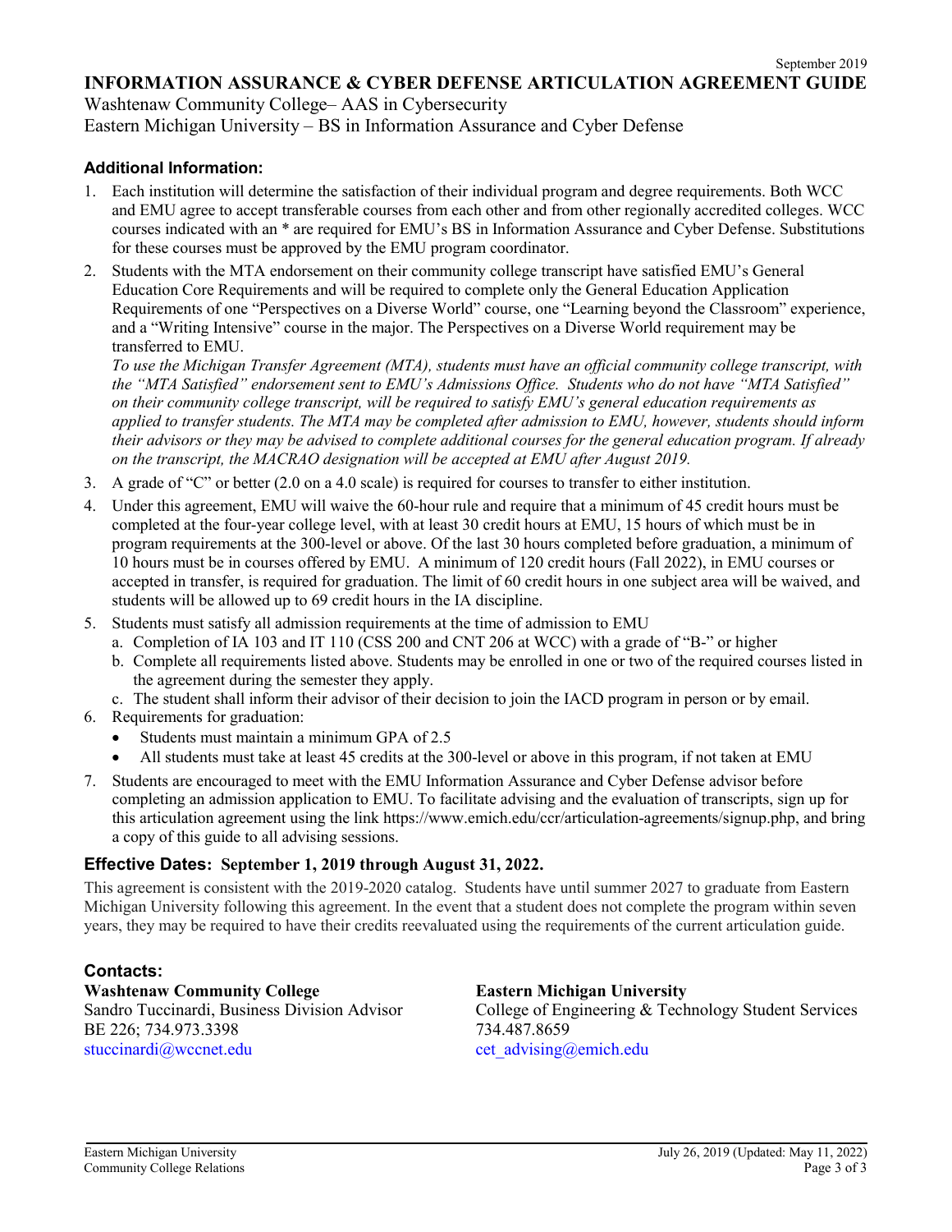September 2019

# INFORMATION ASSURANCE & CYBER DEFENSE ARTICULATION AGREEMENT GUIDE

Washtenaw Community College– AAS in Cybersecurity
Eastern Michigan University – BS in Information Assurance and Cyber Defense

### Additional Information:

1. Each institution will determine the satisfaction of their individual program and degree requirements. Both WCC and EMU agree to accept transferable courses from each other and from other regionally accredited colleges. WCC courses indicated with an * are required for EMU's BS in Information Assurance and Cyber Defense. Substitutions for these courses must be approved by the EMU program coordinator.
2. Students with the MTA endorsement on their community college transcript have satisfied EMU's General Education Core Requirements and will be required to complete only the General Education Application Requirements of one "Perspectives on a Diverse World" course, one "Learning beyond the Classroom" experience, and a "Writing Intensive" course in the major. The Perspectives on a Diverse World requirement may be transferred to EMU.
   *To use the Michigan Transfer Agreement (MTA), students must have an official community college transcript, with the "MTA Satisfied" endorsement sent to EMU's Admissions Office. Students who do not have "MTA Satisfied" on their community college transcript, will be required to satisfy EMU's general education requirements as applied to transfer students. The MTA may be completed after admission to EMU, however, students should inform their advisors or they may be advised to complete additional courses for the general education program. If already on the transcript, the MACRAO designation will be accepted at EMU after August 2019.*
3. A grade of "C" or better (2.0 on a 4.0 scale) is required for courses to transfer to either institution.
4. Under this agreement, EMU will waive the 60-hour rule and require that a minimum of 45 credit hours must be completed at the four-year college level, with at least 30 credit hours at EMU, 15 hours of which must be in program requirements at the 300-level or above. Of the last 30 hours completed before graduation, a minimum of 10 hours must be in courses offered by EMU. A minimum of 120 credit hours (Fall 2022), in EMU courses or accepted in transfer, is required for graduation. The limit of 60 credit hours in one subject area will be waived, and students will be allowed up to 69 credit hours in the IA discipline.
5. Students must satisfy all admission requirements at the time of admission to EMU
   a. Completion of IA 103 and IT 110 (CSS 200 and CNT 206 at WCC) with a grade of "B-" or higher
   b. Complete all requirements listed above. Students may be enrolled in one or two of the required courses listed in the agreement during the semester they apply.
   c. The student shall inform their advisor of their decision to join the IACD program in person or by email.
6. Requirements for graduation:
   - Students must maintain a minimum GPA of 2.5
   - All students must take at least 45 credits at the 300-level or above in this program, if not taken at EMU
7. Students are encouraged to meet with the EMU Information Assurance and Cyber Defense advisor before completing an admission application to EMU. To facilitate advising and the evaluation of transcripts, sign up for this articulation agreement using the link https://www.emich.edu/ccr/articulation-agreements/signup.php, and bring a copy of this guide to all advising sessions.

### Effective Dates: September 1, 2019 through August 31, 2022.

This agreement is consistent with the 2019-2020 catalog. Students have until summer 2027 to graduate from Eastern Michigan University following this agreement. In the event that a student does not complete the program within seven years, they may be required to have their credits reevaluated using the requirements of the current articulation guide.

### Contacts:

**Washtenaw Community College**
Sandro Tuccinardi, Business Division Advisor
BE 226; 734.973.3398
stuccinardi@wccnet.edu

**Eastern Michigan University**
College of Engineering & Technology Student Services
734.487.8659
cet_advising@emich.edu

Eastern Michigan University
Community College Relations

July 26, 2019 (Updated: May 11, 2022)